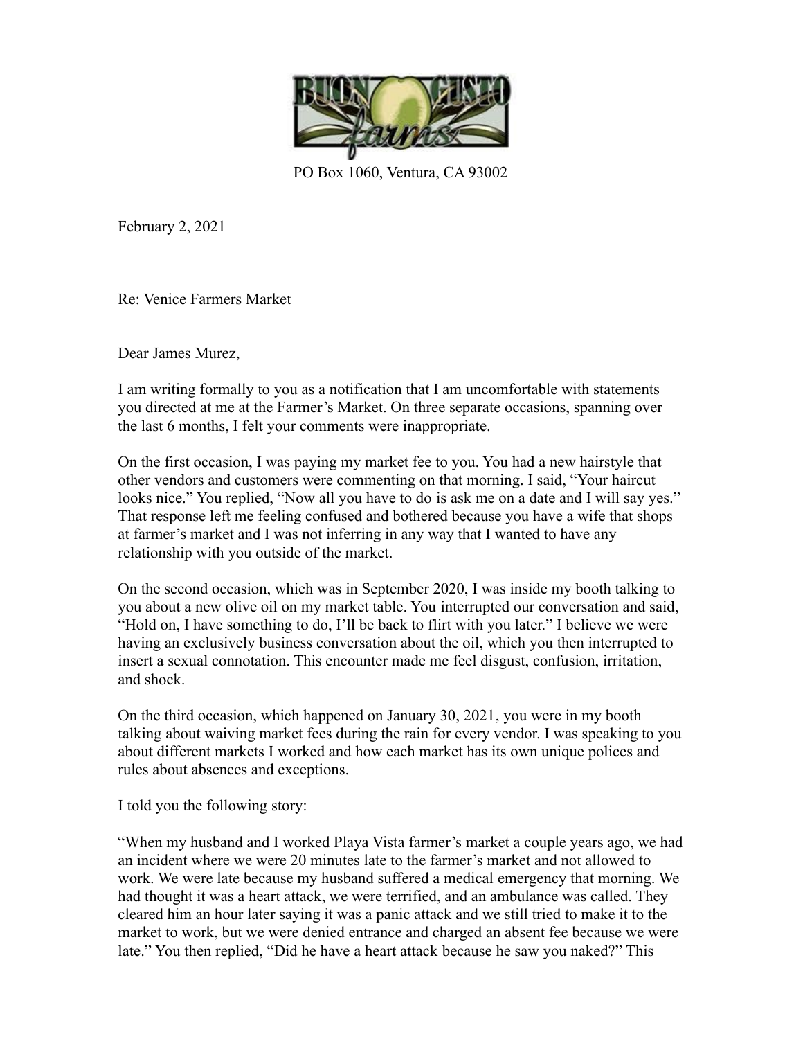PO Box 1060, Ventura, CA 93002

February 2, 2021

Re: Venice Farmers Market

Dear James Murez,

I am writing formally to you as a notification that I am uncomfortable with statements you directed at me at the Farmer's Market. On three separate occasions, spanning over the last 6 months, I felt your comments were inappropriate.

On the first occasion, I was paying my market fee to you. You had a new hairstyle that other vendors and customers were commenting on that morning. I said, "Your haircut looks nice." You replied, "Now all you have to do is ask me on a date and I will say yes." That response left me feeling confused and bothered because you have a wife that shops at farmer's market and I was not inferring in any way that I wanted to have any relationship with you outside of the market.

On the second occasion, which was in September 2020, I was inside my booth talking to you about a new olive oil on my market table. You interrupted our conversation and said, "Hold on, I have something to do, I'll be back to flirt with you later." I believe we were having an exclusively business conversation about the oil, which you then interrupted to insert a sexual connotation. This encounter made me feel disgust, confusion, irritation, and shock.

On the third occasion, which happened on January 30, 2021, you were in my booth talking about waiving market fees during the rain for every vendor. I was speaking to you about different markets I worked and how each market has its own unique polices and rules about absences and exceptions.

I told you the following story:

"When my husband and I worked Playa Vista farmer's market a couple years ago, we had an incident where we were 20 minutes late to the farmer's market and not allowed to work. We were late because my husband suffered a medical emergency that morning. We had thought it was a heart attack, we were terrified, and an ambulance was called. They cleared him an hour later saying it was a panic attack and we still tried to make it to the market to work, but we were denied entrance and charged an absent fee because we were late." You then replied, "Did he have a heart attack because he saw you naked?" This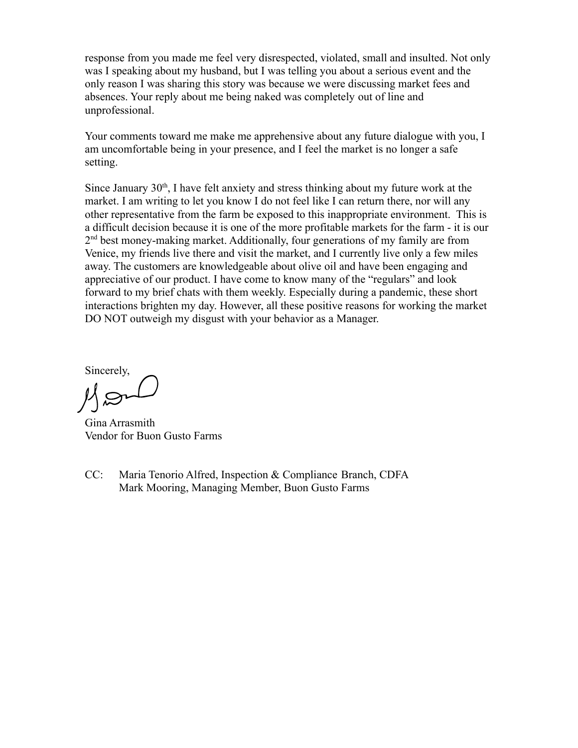response from you made me feel very disrespected, violated, small and insulted. Not only was I speaking about my husband, but I was telling you about a serious event and the only reason I was sharing this story was because we were discussing market fees and absences. Your reply about me being naked was completely out of line and unprofessional.

Your comments toward me make me apprehensive about any future dialogue with you, I am uncomfortable being in your presence, and I feel the market is no longer a safe setting.

Since January 30th, I have felt anxiety and stress thinking about my future work at the market. I am writing to let you know I do not feel like I can return there, nor will any other representative from the farm be exposed to this inappropriate environment. This is a difficult decision because it is one of the more profitable markets for the farm - it is our 2nd best money-making market. Additionally, four generations of my family are from Venice, my friends live there and visit the market, and I currently live only a few miles away. The customers are knowledgeable about olive oil and have been engaging and appreciative of our product. I have come to know many of the "regulars" and look forward to my brief chats with them weekly. Especially during a pandemic, these short interactions brighten my day. However, all these positive reasons for working the market DO NOT outweigh my disgust with your behavior as a Manager.

Sincerely,

Gina Arrasmith
Vendor for Buon Gusto Farms

CC: Maria Tenorio Alfred, Inspection & Compliance Branch, CDFA
Mark Mooring, Managing Member, Buon Gusto Farms